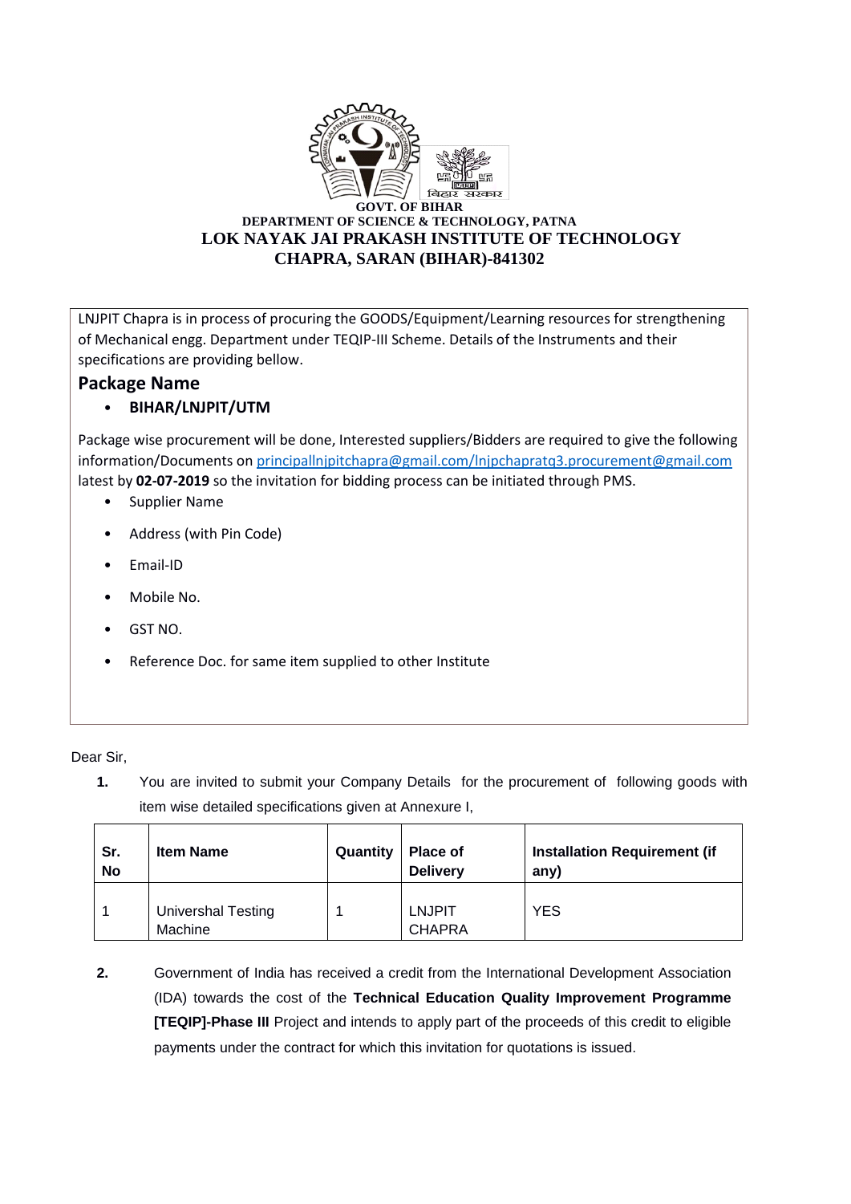**GOVT. OF BIHAR**
**DEPARTMENT OF SCIENCE & TECHNOLOGY, PATNA**
**LOK NAYAK JAI PRAKASH INSTITUTE OF TECHNOLOGY**
**CHAPRA, SARAN (BIHAR)-841302**

LNJPIT Chapra is in process of procuring the GOODS/Equipment/Learning resources for strengthening of Mechanical engg. Department under TEQIP-III Scheme. Details of the Instruments and their specifications are providing bellow.

## Package Name

- **BIHAR/LNJPIT/UTM**

Package wise procurement will be done, Interested suppliers/Bidders are required to give the following information/Documents on principallnjpitchapra@gmail.com/lnjpchapratq3.procurement@gmail.com latest by **02-07-2019** so the invitation for bidding process can be initiated through PMS.

- Supplier Name
- Address (with Pin Code)
- Email-ID
- Mobile No.
- GST NO.
- Reference Doc. for same item supplied to other Institute

Dear Sir,

1. You are invited to submit your Company Details for the procurement of following goods with item wise detailed specifications given at Annexure I,

| Sr. No | Item Name | Quantity | Place of Delivery | Installation Requirement (if any) |
|---|---|---|---|---|
| 1 | Univershal Testing Machine | 1 | LNJPIT CHAPRA | YES |

2. Government of India has received a credit from the International Development Association (IDA) towards the cost of the **Technical Education Quality Improvement Programme [TEQIP]-Phase III** Project and intends to apply part of the proceeds of this credit to eligible payments under the contract for which this invitation for quotations is issued.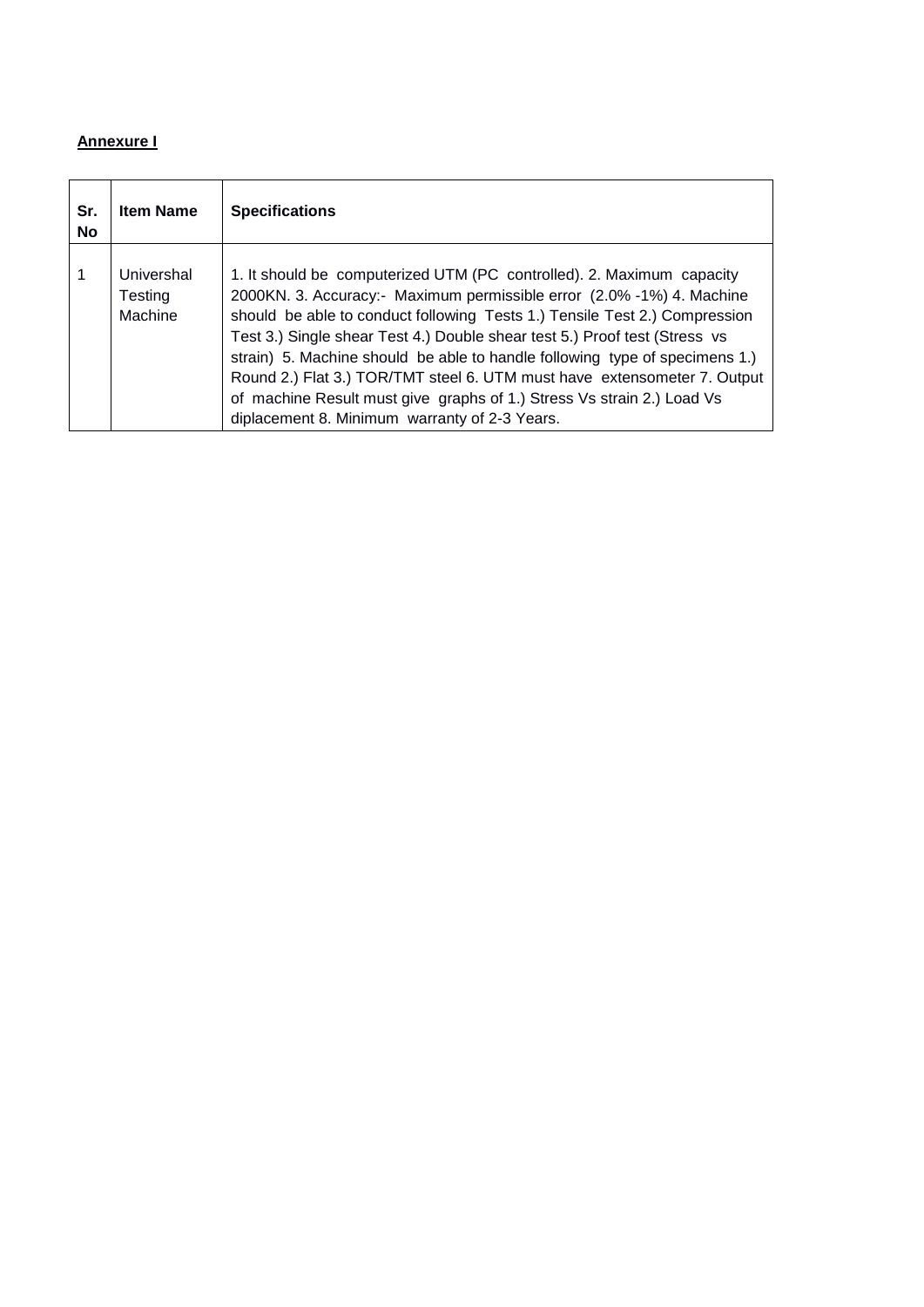**Annexure I**

| Sr. No | Item Name | Specifications |
|---|---|---|
| 1 | Univershal Testing Machine | 1. It should be computerized UTM (PC controlled). 2. Maximum capacity 2000KN. 3. Accuracy:- Maximum permissible error (2.0% -1%) 4. Machine should be able to conduct following Tests 1.) Tensile Test 2.) Compression Test 3.) Single shear Test 4.) Double shear test 5.) Proof test (Stress vs strain) 5. Machine should be able to handle following type of specimens 1.) Round 2.) Flat 3.) TOR/TMT steel 6. UTM must have extensometer 7. Output of machine Result must give graphs of 1.) Stress Vs strain 2.) Load Vs diplacement 8. Minimum warranty of 2-3 Years. |